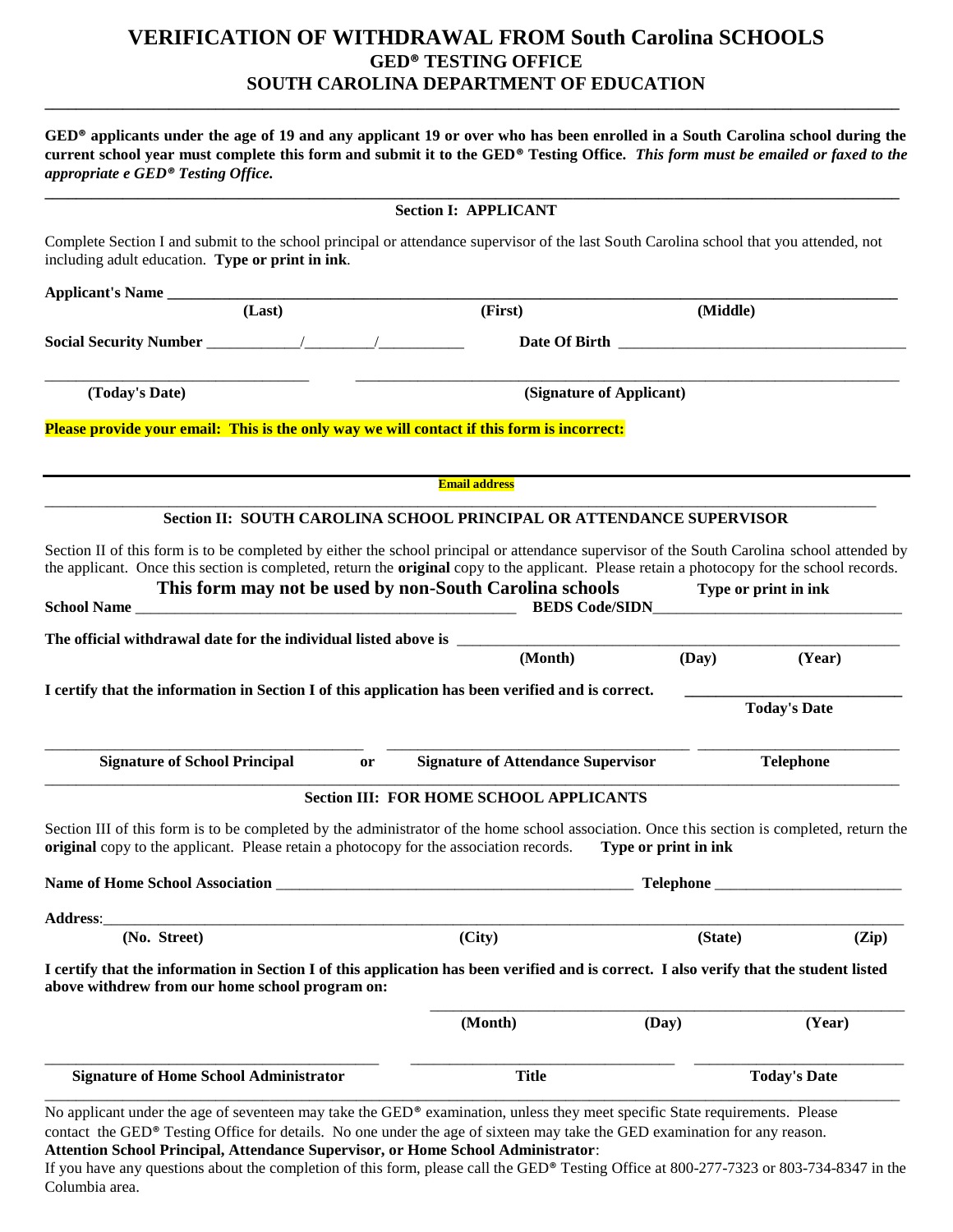# VERIFICATION OF WITHDRAWAL FROM South Carolina SCHOOLS
## GED® TESTING OFFICE
## SOUTH CAROLINA DEPARTMENT OF EDUCATION

---

**GED® applicants under the age of 19 and any applicant 19 or over who has been enrolled in a South Carolina school during the current school year must complete this form and submit it to the GED® Testing Office.** ***This form must be emailed or faxed to the appropriate e GED® Testing Office.***

---

### Section I: APPLICANT

Complete Section I and submit to the school principal or attendance supervisor of the last South Carolina school that you attended, not including adult education. **Type or print in ink**.

**Applicant's Name** ______________________________________________
**(Last)** **(First)** **(Middle)**

**Social Security Number** ________/________/________ **Date Of Birth** ______________________

______________________ **(Today's Date)**

______________________ **(Signature of Applicant)**

**Please provide your email: This is the only way we will contact if this form is incorrect:**

______________________________________________
**Email address**

---

### Section II: SOUTH CAROLINA SCHOOL PRINCIPAL OR ATTENDANCE SUPERVISOR

Section II of this form is to be completed by either the school principal or attendance supervisor of the South Carolina school attended by the applicant. Once this section is completed, return the **original** copy to the applicant. Please retain a photocopy for the school records.

**This form may not be used by non-South Carolina schools** **Type or print in ink**

**School Name** ______________________________ **BEDS Code/SIDN** ______________________

**The official withdrawal date for the individual listed above is** ______________________
**(Month)** **(Day)** **(Year)**

**I certify that the information in Section I of this application has been verified and is correct.** ______________________ **Today's Date**

______________________ **Signature of School Principal** **or** ______________________ **Signature of Attendance Supervisor** ______________________ **Telephone**

---

### Section III: FOR HOME SCHOOL APPLICANTS

Section III of this form is to be completed by the administrator of the home school association. Once this section is completed, return the **original** copy to the applicant. Please retain a photocopy for the association records. **Type or print in ink**

**Name of Home School Association** ______________________________ **Telephone** ______________________

**Address**: ______________________________________________
**(No. Street)** **(City)** **(State)** **(Zip)**

**I certify that the information in Section I of this application has been verified and is correct. I also verify that the student listed above withdrew from our home school program on:**

______________________________________________
**(Month)** **(Day)** **(Year)**

______________________ **Signature of Home School Administrator** ______________________ **Title** ______________________ **Today's Date**

---

No applicant under the age of seventeen may take the GED® examination, unless they meet specific State requirements. Please contact the GED® Testing Office for details. No one under the age of sixteen may take the GED examination for any reason.

**Attention School Principal, Attendance Supervisor, or Home School Administrator**:

If you have any questions about the completion of this form, please call the GED® Testing Office at 800-277-7323 or 803-734-8347 in the Columbia area.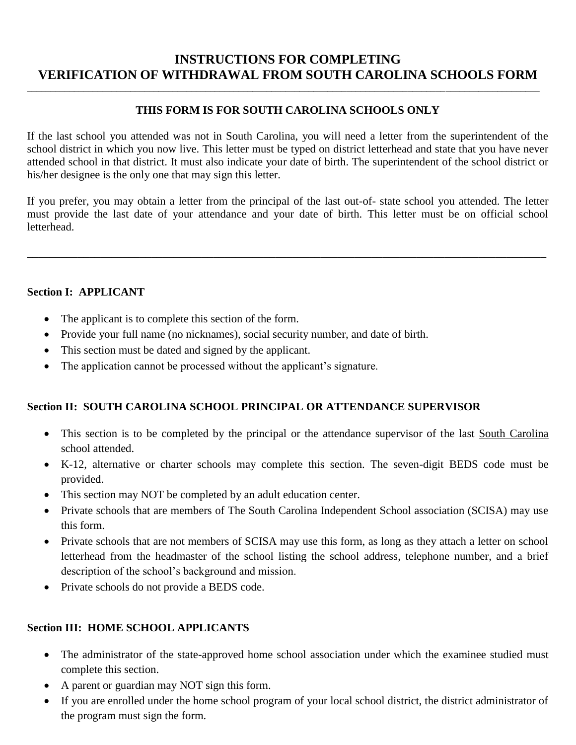# INSTRUCTIONS FOR COMPLETING VERIFICATION OF WITHDRAWAL FROM SOUTH CAROLINA SCHOOLS FORM

---

**THIS FORM IS FOR SOUTH CAROLINA SCHOOLS ONLY**

If the last school you attended was not in South Carolina, you will need a letter from the superintendent of the school district in which you now live. This letter must be typed on district letterhead and state that you have never attended school in that district. It must also indicate your date of birth. The superintendent of the school district or his/her designee is the only one that may sign this letter.

If you prefer, you may obtain a letter from the principal of the last out-of- state school you attended. The letter must provide the last date of your attendance and your date of birth. This letter must be on official school letterhead.

---

### Section I: APPLICANT

- The applicant is to complete this section of the form.
- Provide your full name (no nicknames), social security number, and date of birth.
- This section must be dated and signed by the applicant.
- The application cannot be processed without the applicant's signature.

### Section II: SOUTH CAROLINA SCHOOL PRINCIPAL OR ATTENDANCE SUPERVISOR

- This section is to be completed by the principal or the attendance supervisor of the last South Carolina school attended.
- K-12, alternative or charter schools may complete this section. The seven-digit BEDS code must be provided.
- This section may NOT be completed by an adult education center.
- Private schools that are members of The South Carolina Independent School association (SCISA) may use this form.
- Private schools that are not members of SCISA may use this form, as long as they attach a letter on school letterhead from the headmaster of the school listing the school address, telephone number, and a brief description of the school's background and mission.
- Private schools do not provide a BEDS code.

### Section III: HOME SCHOOL APPLICANTS

- The administrator of the state-approved home school association under which the examinee studied must complete this section.
- A parent or guardian may NOT sign this form.
- If you are enrolled under the home school program of your local school district, the district administrator of the program must sign the form.